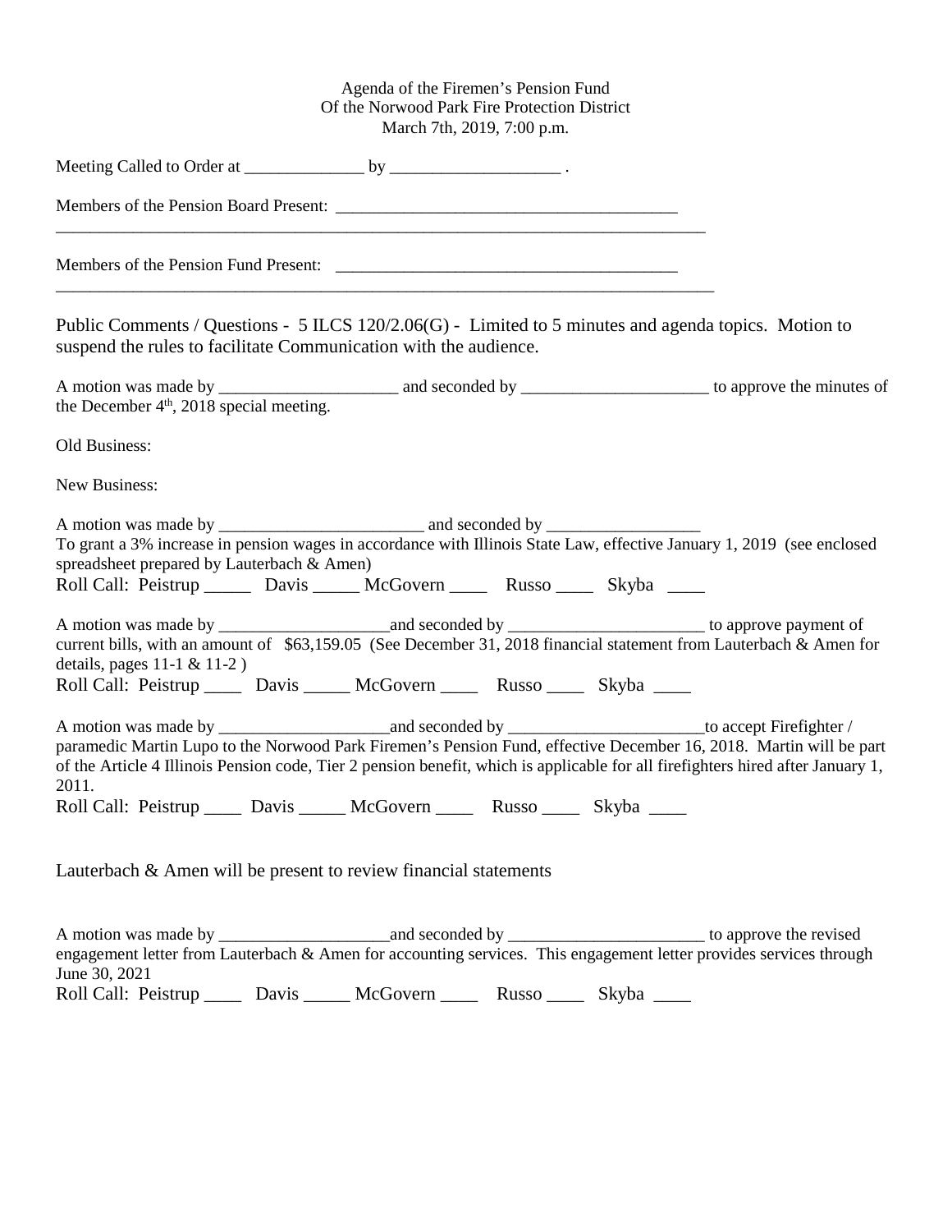Agenda of the Firemen's Pension Fund
Of the Norwood Park Fire Protection District
March 7th, 2019, 7:00 p.m.

Meeting Called to Order at ______________ by ____________________ .

Members of the Pension Board Present: ________________________________________
________________________________________________________________________________

Members of the Pension Fund Present: ________________________________________
________________________________________________________________________________

Public Comments / Questions - 5 ILCS 120/2.06(G) - Limited to 5 minutes and agenda topics. Motion to suspend the rules to facilitate Communication with the audience.

A motion was made by _____________________ and seconded by ______________________ to approve the minutes of the December 4th, 2018 special meeting.

Old Business:

New Business:

A motion was made by ________________________ and seconded by __________________
To grant a 3% increase in pension wages in accordance with Illinois State Law, effective January 1, 2019 (see enclosed spreadsheet prepared by Lauterbach & Amen)
Roll Call: Peistrup _____ Davis _____ McGovern ____ Russo ____ Skyba ____

A motion was made by ____________________and seconded by _______________________ to approve payment of current bills, with an amount of $63,159.05 (See December 31, 2018 financial statement from Lauterbach & Amen for details, pages 11-1 & 11-2 )
Roll Call: Peistrup ____ Davis _____ McGovern ____ Russo ____ Skyba ____

A motion was made by ____________________and seconded by _______________________to accept Firefighter / paramedic Martin Lupo to the Norwood Park Firemen's Pension Fund, effective December 16, 2018. Martin will be part of the Article 4 Illinois Pension code, Tier 2 pension benefit, which is applicable for all firefighters hired after January 1, 2011.
Roll Call: Peistrup ____ Davis _____ McGovern ____ Russo ____ Skyba ____

Lauterbach & Amen will be present to review financial statements

A motion was made by ____________________and seconded by _______________________ to approve the revised engagement letter from Lauterbach & Amen for accounting services. This engagement letter provides services through June 30, 2021
Roll Call: Peistrup ____ Davis _____ McGovern ____ Russo ____ Skyba ____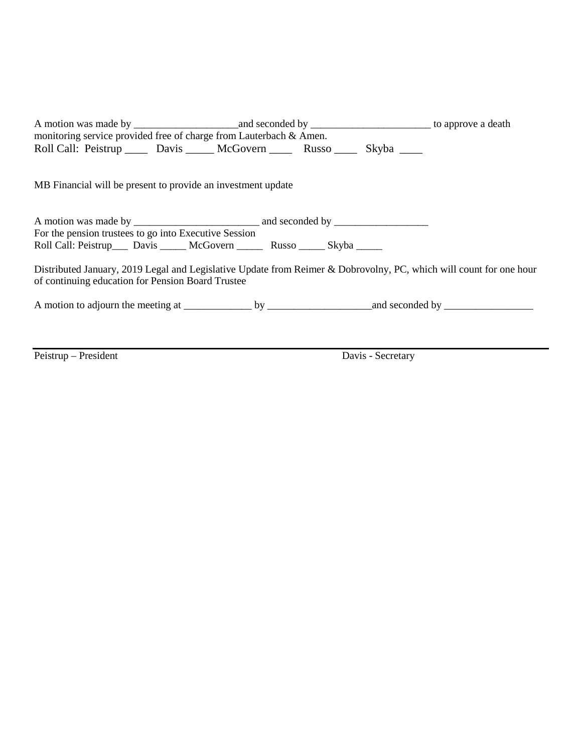A motion was made by ____________________and seconded by _______________________ to approve a death monitoring service provided free of charge from Lauterbach & Amen.
Roll Call: Peistrup ____ Davis _____ McGovern ____ Russo ____ Skyba ____

MB Financial will be present to provide an investment update

A motion was made by ________________________ and seconded by __________________
For the pension trustees to go into Executive Session
Roll Call: Peistrup___ Davis _____ McGovern _____ Russo _____ Skyba _____

Distributed January, 2019 Legal and Legislative Update from Reimer & Dobrovolny, PC, which will count for one hour of continuing education for Pension Board Trustee

A motion to adjourn the meeting at _____________ by ____________________and seconded by _________________

---

Peistrup – President                                                                                    Davis - Secretary